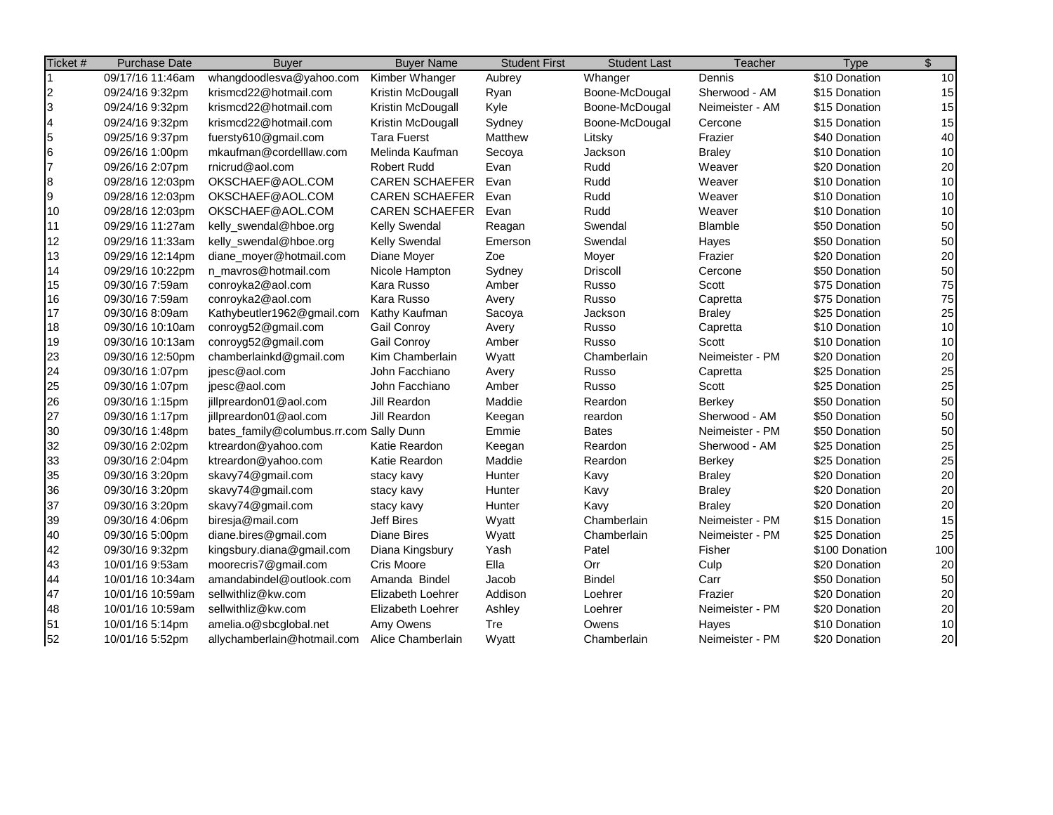| Ticket # | Purchase Date | Buyer | Buyer Name | Student First | Student Last | Teacher | Type | $ |
|---|---|---|---|---|---|---|---|---|
| 1 | 09/17/16 11:46am | whangdoodlesva@yahoo.com | Kimber Whanger | Aubrey | Whanger | Dennis | $10 Donation | 10 |
| 2 | 09/24/16 9:32pm | krismcd22@hotmail.com | Kristin McDougall | Ryan | Boone-McDougal | Sherwood - AM | $15 Donation | 15 |
| 3 | 09/24/16 9:32pm | krismcd22@hotmail.com | Kristin McDougall | Kyle | Boone-McDougal | Neimeister - AM | $15 Donation | 15 |
| 4 | 09/24/16 9:32pm | krismcd22@hotmail.com | Kristin McDougall | Sydney | Boone-McDougal | Cercone | $15 Donation | 15 |
| 5 | 09/25/16 9:37pm | fuersty610@gmail.com | Tara Fuerst | Matthew | Litsky | Frazier | $40 Donation | 40 |
| 6 | 09/26/16 1:00pm | mkaufman@cordelllaw.com | Melinda Kaufman | Secoya | Jackson | Braley | $10 Donation | 10 |
| 7 | 09/26/16 2:07pm | rnicrud@aol.com | Robert Rudd | Evan | Rudd | Weaver | $20 Donation | 20 |
| 8 | 09/28/16 12:03pm | OKSCHAEF@AOL.COM | CAREN SCHAEFER | Evan | Rudd | Weaver | $10 Donation | 10 |
| 9 | 09/28/16 12:03pm | OKSCHAEF@AOL.COM | CAREN SCHAEFER | Evan | Rudd | Weaver | $10 Donation | 10 |
| 10 | 09/28/16 12:03pm | OKSCHAEF@AOL.COM | CAREN SCHAEFER | Evan | Rudd | Weaver | $10 Donation | 10 |
| 11 | 09/29/16 11:27am | kelly_swendal@hboe.org | Kelly Swendal | Reagan | Swendal | Blamble | $50 Donation | 50 |
| 12 | 09/29/16 11:33am | kelly_swendal@hboe.org | Kelly Swendal | Emerson | Swendal | Hayes | $50 Donation | 50 |
| 13 | 09/29/16 12:14pm | diane_moyer@hotmail.com | Diane Moyer | Zoe | Moyer | Frazier | $20 Donation | 20 |
| 14 | 09/29/16 10:22pm | n_mavros@hotmail.com | Nicole Hampton | Sydney | Driscoll | Cercone | $50 Donation | 50 |
| 15 | 09/30/16 7:59am | conroyka2@aol.com | Kara Russo | Amber | Russo | Scott | $75 Donation | 75 |
| 16 | 09/30/16 7:59am | conroyka2@aol.com | Kara Russo | Avery | Russo | Capretta | $75 Donation | 75 |
| 17 | 09/30/16 8:09am | Kathybeutler1962@gmail.com | Kathy Kaufman | Sacoya | Jackson | Braley | $25 Donation | 25 |
| 18 | 09/30/16 10:10am | conroyg52@gmail.com | Gail Conroy | Avery | Russo | Capretta | $10 Donation | 10 |
| 19 | 09/30/16 10:13am | conroyg52@gmail.com | Gail Conroy | Amber | Russo | Scott | $10 Donation | 10 |
| 23 | 09/30/16 12:50pm | chamberlainkd@gmail.com | Kim Chamberlain | Wyatt | Chamberlain | Neimeister - PM | $20 Donation | 20 |
| 24 | 09/30/16 1:07pm | jpesc@aol.com | John Facchiano | Avery | Russo | Capretta | $25 Donation | 25 |
| 25 | 09/30/16 1:07pm | jpesc@aol.com | John Facchiano | Amber | Russo | Scott | $25 Donation | 25 |
| 26 | 09/30/16 1:15pm | jillpreardon01@aol.com | Jill Reardon | Maddie | Reardon | Berkey | $50 Donation | 50 |
| 27 | 09/30/16 1:17pm | jillpreardon01@aol.com | Jill Reardon | Keegan | reardon | Sherwood - AM | $50 Donation | 50 |
| 30 | 09/30/16 1:48pm | bates_family@columbus.rr.com | Sally Dunn | Emmie | Bates | Neimeister - PM | $50 Donation | 50 |
| 32 | 09/30/16 2:02pm | ktreardon@yahoo.com | Katie Reardon | Keegan | Reardon | Sherwood - AM | $25 Donation | 25 |
| 33 | 09/30/16 2:04pm | ktreardon@yahoo.com | Katie Reardon | Maddie | Reardon | Berkey | $25 Donation | 25 |
| 35 | 09/30/16 3:20pm | skavy74@gmail.com | stacy kavy | Hunter | Kavy | Braley | $20 Donation | 20 |
| 36 | 09/30/16 3:20pm | skavy74@gmail.com | stacy kavy | Hunter | Kavy | Braley | $20 Donation | 20 |
| 37 | 09/30/16 3:20pm | skavy74@gmail.com | stacy kavy | Hunter | Kavy | Braley | $20 Donation | 20 |
| 39 | 09/30/16 4:06pm | biresja@mail.com | Jeff Bires | Wyatt | Chamberlain | Neimeister - PM | $15 Donation | 15 |
| 40 | 09/30/16 5:00pm | diane.bires@gmail.com | Diane Bires | Wyatt | Chamberlain | Neimeister - PM | $25 Donation | 25 |
| 42 | 09/30/16 9:32pm | kingsbury.diana@gmail.com | Diana Kingsbury | Yash | Patel | Fisher | $100 Donation | 100 |
| 43 | 10/01/16 9:53am | moorecris7@gmail.com | Cris Moore | Ella | Orr | Culp | $20 Donation | 20 |
| 44 | 10/01/16 10:34am | amandabindel@outlook.com | Amanda Bindel | Jacob | Bindel | Carr | $50 Donation | 50 |
| 47 | 10/01/16 10:59am | sellwithliz@kw.com | Elizabeth Loehrer | Addison | Loehrer | Frazier | $20 Donation | 20 |
| 48 | 10/01/16 10:59am | sellwithliz@kw.com | Elizabeth Loehrer | Ashley | Loehrer | Neimeister - PM | $20 Donation | 20 |
| 51 | 10/01/16 5:14pm | amelia.o@sbcglobal.net | Amy Owens | Tre | Owens | Hayes | $10 Donation | 10 |
| 52 | 10/01/16 5:52pm | allychamberlain@hotmail.com | Alice Chamberlain | Wyatt | Chamberlain | Neimeister - PM | $20 Donation | 20 |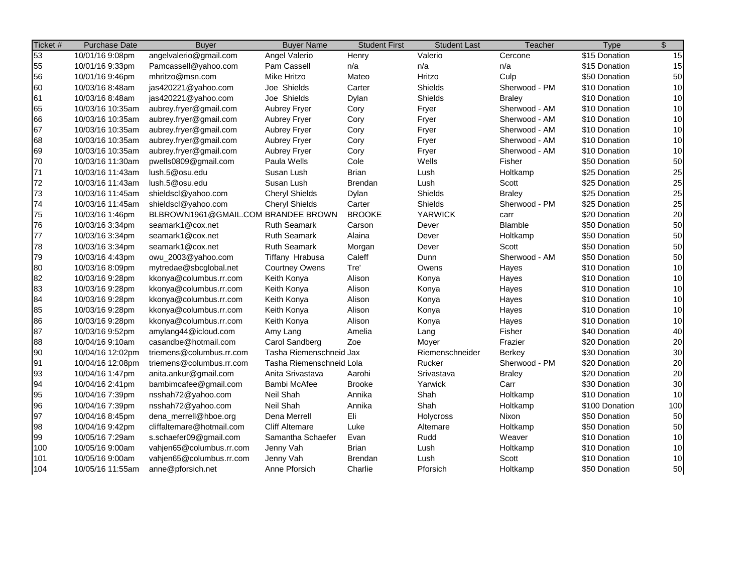| Ticket # | Purchase Date | Buyer | Buyer Name | Student First | Student Last | Teacher | Type | $ |
|---|---|---|---|---|---|---|---|---|
| 53 | 10/01/16 9:08pm | angelvalerio@gmail.com | Angel Valerio | Henry | Valerio | Cercone | $15 Donation | 15 |
| 55 | 10/01/16 9:33pm | Pamcassell@yahoo.com | Pam Cassell | n/a | n/a | n/a | $15 Donation | 15 |
| 56 | 10/01/16 9:46pm | mhritzo@msn.com | Mike Hritzo | Mateo | Hritzo | Culp | $50 Donation | 50 |
| 60 | 10/03/16 8:48am | jas420221@yahoo.com | Joe Shields | Carter | Shields | Sherwood - PM | $10 Donation | 10 |
| 61 | 10/03/16 8:48am | jas420221@yahoo.com | Joe Shields | Dylan | Shields | Braley | $10 Donation | 10 |
| 65 | 10/03/16 10:35am | aubrey.fryer@gmail.com | Aubrey Fryer | Cory | Fryer | Sherwood - AM | $10 Donation | 10 |
| 66 | 10/03/16 10:35am | aubrey.fryer@gmail.com | Aubrey Fryer | Cory | Fryer | Sherwood - AM | $10 Donation | 10 |
| 67 | 10/03/16 10:35am | aubrey.fryer@gmail.com | Aubrey Fryer | Cory | Fryer | Sherwood - AM | $10 Donation | 10 |
| 68 | 10/03/16 10:35am | aubrey.fryer@gmail.com | Aubrey Fryer | Cory | Fryer | Sherwood - AM | $10 Donation | 10 |
| 69 | 10/03/16 10:35am | aubrey.fryer@gmail.com | Aubrey Fryer | Cory | Fryer | Sherwood - AM | $10 Donation | 10 |
| 70 | 10/03/16 11:30am | pwells0809@gmail.com | Paula Wells | Cole | Wells | Fisher | $50 Donation | 50 |
| 71 | 10/03/16 11:43am | lush.5@osu.edu | Susan Lush | Brian | Lush | Holtkamp | $25 Donation | 25 |
| 72 | 10/03/16 11:43am | lush.5@osu.edu | Susan Lush | Brendan | Lush | Scott | $25 Donation | 25 |
| 73 | 10/03/16 11:45am | shieldscl@yahoo.com | Cheryl Shields | Dylan | Shields | Braley | $25 Donation | 25 |
| 74 | 10/03/16 11:45am | shieldscl@yahoo.com | Cheryl Shields | Carter | Shields | Sherwood - PM | $25 Donation | 25 |
| 75 | 10/03/16 1:46pm | BLBROWN1961@GMAIL.COM | BRANDEE BROWN | BROOKE | YARWICK | carr | $20 Donation | 20 |
| 76 | 10/03/16 3:34pm | seamark1@cox.net | Ruth Seamark | Carson | Dever | Blamble | $50 Donation | 50 |
| 77 | 10/03/16 3:34pm | seamark1@cox.net | Ruth Seamark | Alaina | Dever | Holtkamp | $50 Donation | 50 |
| 78 | 10/03/16 3:34pm | seamark1@cox.net | Ruth Seamark | Morgan | Dever | Scott | $50 Donation | 50 |
| 79 | 10/03/16 4:43pm | owu_2003@yahoo.com | Tiffany Hrabusa | Caleff | Dunn | Sherwood - AM | $50 Donation | 50 |
| 80 | 10/03/16 8:09pm | mytredae@sbcglobal.net | Courtney Owens | Tre' | Owens | Hayes | $10 Donation | 10 |
| 82 | 10/03/16 9:28pm | kkonya@columbus.rr.com | Keith Konya | Alison | Konya | Hayes | $10 Donation | 10 |
| 83 | 10/03/16 9:28pm | kkonya@columbus.rr.com | Keith Konya | Alison | Konya | Hayes | $10 Donation | 10 |
| 84 | 10/03/16 9:28pm | kkonya@columbus.rr.com | Keith Konya | Alison | Konya | Hayes | $10 Donation | 10 |
| 85 | 10/03/16 9:28pm | kkonya@columbus.rr.com | Keith Konya | Alison | Konya | Hayes | $10 Donation | 10 |
| 86 | 10/03/16 9:28pm | kkonya@columbus.rr.com | Keith Konya | Alison | Konya | Hayes | $10 Donation | 10 |
| 87 | 10/03/16 9:52pm | amylang44@icloud.com | Amy Lang | Amelia | Lang | Fisher | $40 Donation | 40 |
| 88 | 10/04/16 9:10am | casandbe@hotmail.com | Carol Sandberg | Zoe | Moyer | Frazier | $20 Donation | 20 |
| 90 | 10/04/16 12:02pm | triemens@columbus.rr.com | Tasha Riemenschneid | Jax | Riemenschneider | Berkey | $30 Donation | 30 |
| 91 | 10/04/16 12:08pm | triemens@columbus.rr.com | Tasha Riemenschneid | Lola | Rucker | Sherwood - PM | $20 Donation | 20 |
| 93 | 10/04/16 1:47pm | anita.ankur@gmail.com | Anita Srivastava | Aarohi | Srivastava | Braley | $20 Donation | 20 |
| 94 | 10/04/16 2:41pm | bambimcafee@gmail.com | Bambi McAfee | Brooke | Yarwick | Carr | $30 Donation | 30 |
| 95 | 10/04/16 7:39pm | nsshah72@yahoo.com | Neil Shah | Annika | Shah | Holtkamp | $10 Donation | 10 |
| 96 | 10/04/16 7:39pm | nsshah72@yahoo.com | Neil Shah | Annika | Shah | Holtkamp | $100 Donation | 100 |
| 97 | 10/04/16 8:45pm | dena_merrell@hboe.org | Dena Merrell | Eli | Holycross | Nixon | $50 Donation | 50 |
| 98 | 10/04/16 9:42pm | cliffaltemare@hotmail.com | Cliff Altemare | Luke | Altemare | Holtkamp | $50 Donation | 50 |
| 99 | 10/05/16 7:29am | s.schaefer09@gmail.com | Samantha Schaefer | Evan | Rudd | Weaver | $10 Donation | 10 |
| 100 | 10/05/16 9:00am | vahjen65@columbus.rr.com | Jenny Vah | Brian | Lush | Holtkamp | $10 Donation | 10 |
| 101 | 10/05/16 9:00am | vahjen65@columbus.rr.com | Jenny Vah | Brendan | Lush | Scott | $10 Donation | 10 |
| 104 | 10/05/16 11:55am | anne@pforsich.net | Anne Pforsich | Charlie | Pforsich | Holtkamp | $50 Donation | 50 |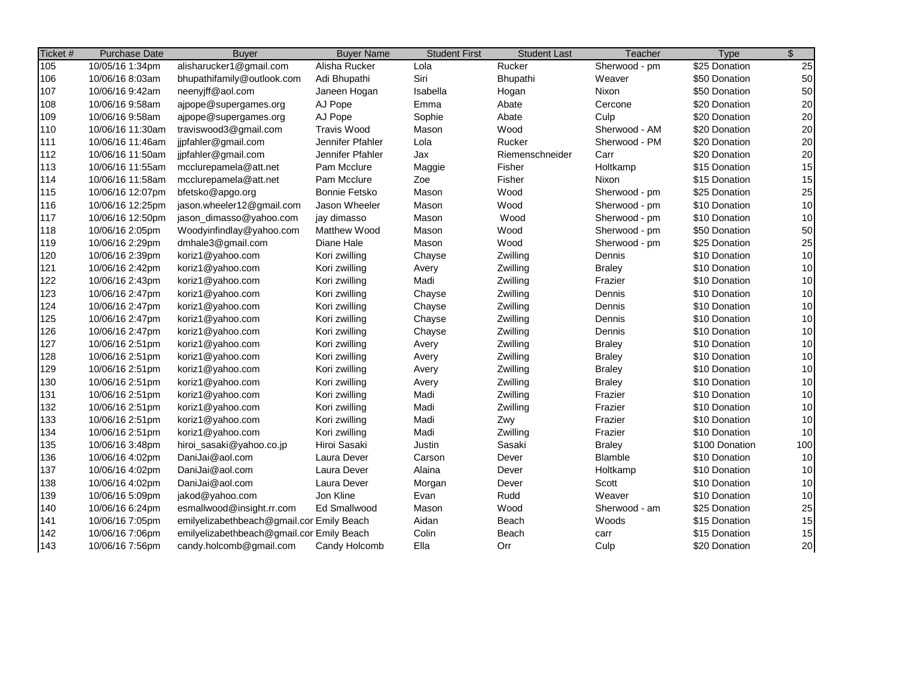| Ticket # | Purchase Date | Buyer | Buyer Name | Student First | Student Last | Teacher | Type | $ |
|---|---|---|---|---|---|---|---|---|
| 105 | 10/05/16 1:34pm | alisharucker1@gmail.com | Alisha Rucker | Lola | Rucker | Sherwood - pm | $25 Donation | 25 |
| 106 | 10/06/16 8:03am | bhupathifamily@outlook.com | Adi Bhupathi | Siri | Bhupathi | Weaver | $50 Donation | 50 |
| 107 | 10/06/16 9:42am | neenyjff@aol.com | Janeen Hogan | Isabella | Hogan | Nixon | $50 Donation | 50 |
| 108 | 10/06/16 9:58am | ajpope@supergames.org | AJ Pope | Emma | Abate | Cercone | $20 Donation | 20 |
| 109 | 10/06/16 9:58am | ajpope@supergames.org | AJ Pope | Sophie | Abate | Culp | $20 Donation | 20 |
| 110 | 10/06/16 11:30am | traviswood3@gmail.com | Travis Wood | Mason | Wood | Sherwood - AM | $20 Donation | 20 |
| 111 | 10/06/16 11:46am | jjpfahler@gmail.com | Jennifer Pfahler | Lola | Rucker | Sherwood - PM | $20 Donation | 20 |
| 112 | 10/06/16 11:50am | jjpfahler@gmail.com | Jennifer Pfahler | Jax | Riemenschneider | Carr | $20 Donation | 20 |
| 113 | 10/06/16 11:55am | mcclurepamela@att.net | Pam Mcclure | Maggie | Fisher | Holtkamp | $15 Donation | 15 |
| 114 | 10/06/16 11:58am | mcclurepamela@att.net | Pam Mcclure | Zoe | Fisher | Nixon | $15 Donation | 15 |
| 115 | 10/06/16 12:07pm | bfetsko@apgo.org | Bonnie Fetsko | Mason | Wood | Sherwood - pm | $25 Donation | 25 |
| 116 | 10/06/16 12:25pm | jason.wheeler12@gmail.com | Jason Wheeler | Mason | Wood | Sherwood - pm | $10 Donation | 10 |
| 117 | 10/06/16 12:50pm | jason_dimasso@yahoo.com | jay dimasso | Mason | Wood | Sherwood - pm | $10 Donation | 10 |
| 118 | 10/06/16 2:05pm | Woodyinfindlay@yahoo.com | Matthew Wood | Mason | Wood | Sherwood - pm | $50 Donation | 50 |
| 119 | 10/06/16 2:29pm | dmhale3@gmail.com | Diane Hale | Mason | Wood | Sherwood - pm | $25 Donation | 25 |
| 120 | 10/06/16 2:39pm | koriz1@yahoo.com | Kori zwilling | Chayse | Zwilling | Dennis | $10 Donation | 10 |
| 121 | 10/06/16 2:42pm | koriz1@yahoo.com | Kori zwilling | Avery | Zwilling | Braley | $10 Donation | 10 |
| 122 | 10/06/16 2:43pm | koriz1@yahoo.com | Kori zwilling | Madi | Zwilling | Frazier | $10 Donation | 10 |
| 123 | 10/06/16 2:47pm | koriz1@yahoo.com | Kori zwilling | Chayse | Zwilling | Dennis | $10 Donation | 10 |
| 124 | 10/06/16 2:47pm | koriz1@yahoo.com | Kori zwilling | Chayse | Zwilling | Dennis | $10 Donation | 10 |
| 125 | 10/06/16 2:47pm | koriz1@yahoo.com | Kori zwilling | Chayse | Zwilling | Dennis | $10 Donation | 10 |
| 126 | 10/06/16 2:47pm | koriz1@yahoo.com | Kori zwilling | Chayse | Zwilling | Dennis | $10 Donation | 10 |
| 127 | 10/06/16 2:51pm | koriz1@yahoo.com | Kori zwilling | Avery | Zwilling | Braley | $10 Donation | 10 |
| 128 | 10/06/16 2:51pm | koriz1@yahoo.com | Kori zwilling | Avery | Zwilling | Braley | $10 Donation | 10 |
| 129 | 10/06/16 2:51pm | koriz1@yahoo.com | Kori zwilling | Avery | Zwilling | Braley | $10 Donation | 10 |
| 130 | 10/06/16 2:51pm | koriz1@yahoo.com | Kori zwilling | Avery | Zwilling | Braley | $10 Donation | 10 |
| 131 | 10/06/16 2:51pm | koriz1@yahoo.com | Kori zwilling | Madi | Zwilling | Frazier | $10 Donation | 10 |
| 132 | 10/06/16 2:51pm | koriz1@yahoo.com | Kori zwilling | Madi | Zwilling | Frazier | $10 Donation | 10 |
| 133 | 10/06/16 2:51pm | koriz1@yahoo.com | Kori zwilling | Madi | Zwy | Frazier | $10 Donation | 10 |
| 134 | 10/06/16 2:51pm | koriz1@yahoo.com | Kori zwilling | Madi | Zwilling | Frazier | $10 Donation | 10 |
| 135 | 10/06/16 3:48pm | hiroi_sasaki@yahoo.co.jp | Hiroi Sasaki | Justin | Sasaki | Braley | $100 Donation | 100 |
| 136 | 10/06/16 4:02pm | DaniJai@aol.com | Laura Dever | Carson | Dever | Blamble | $10 Donation | 10 |
| 137 | 10/06/16 4:02pm | DaniJai@aol.com | Laura Dever | Alaina | Dever | Holtkamp | $10 Donation | 10 |
| 138 | 10/06/16 4:02pm | DaniJai@aol.com | Laura Dever | Morgan | Dever | Scott | $10 Donation | 10 |
| 139 | 10/06/16 5:09pm | jakod@yahoo.com | Jon Kline | Evan | Rudd | Weaver | $10 Donation | 10 |
| 140 | 10/06/16 6:24pm | esmallwood@insight.rr.com | Ed Smallwood | Mason | Wood | Sherwood - am | $25 Donation | 25 |
| 141 | 10/06/16 7:05pm | emilyelizabethbeach@gmail.cor | Emily Beach | Aidan | Beach | Woods | $15 Donation | 15 |
| 142 | 10/06/16 7:06pm | emilyelizabethbeach@gmail.cor | Emily Beach | Colin | Beach | carr | $15 Donation | 15 |
| 143 | 10/06/16 7:56pm | candy.holcomb@gmail.com | Candy Holcomb | Ella | Orr | Culp | $20 Donation | 20 |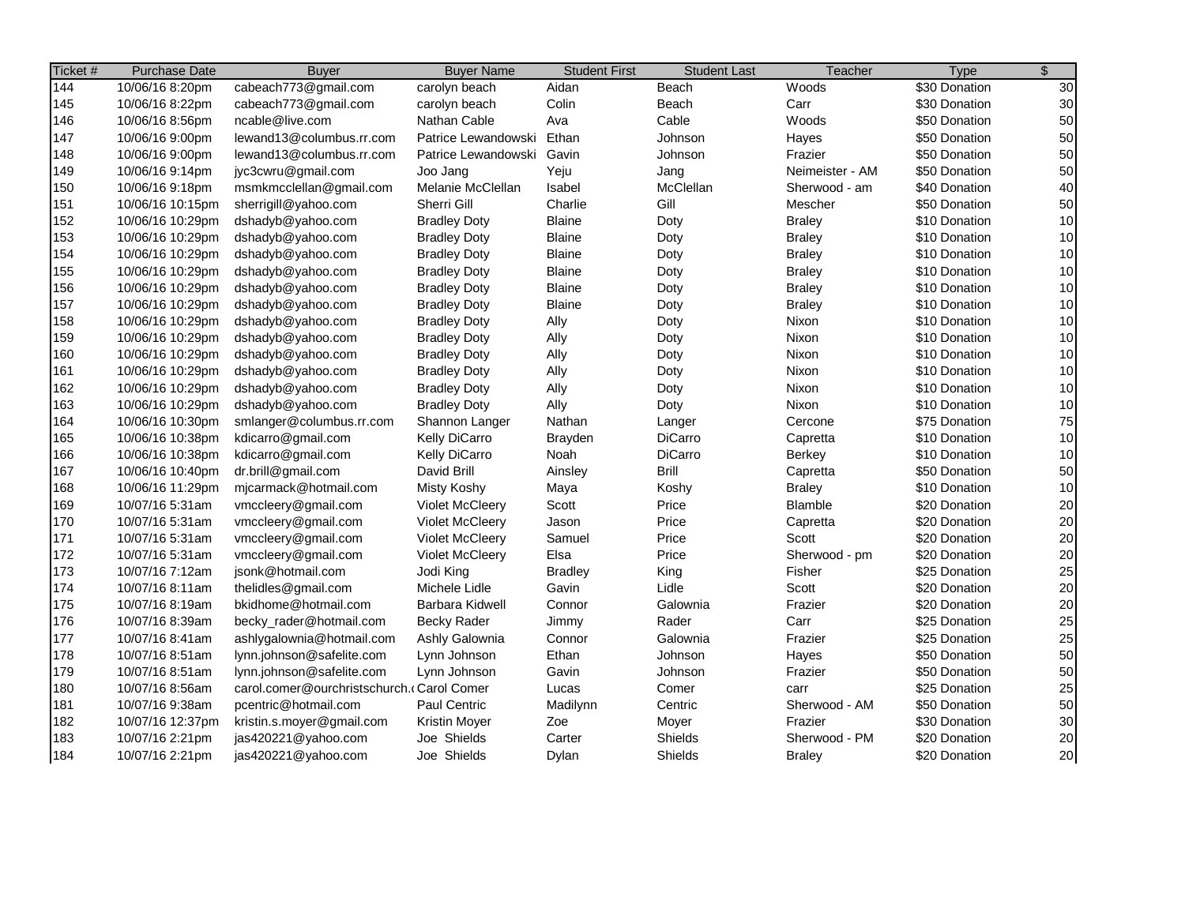| Ticket # | Purchase Date | Buyer | Buyer Name | Student First | Student Last | Teacher | Type | $ |
|---|---|---|---|---|---|---|---|---|
| 144 | 10/06/16 8:20pm | cabeach773@gmail.com | carolyn beach | Aidan | Beach | Woods | $30 Donation | 30 |
| 145 | 10/06/16 8:22pm | cabeach773@gmail.com | carolyn beach | Colin | Beach | Carr | $30 Donation | 30 |
| 146 | 10/06/16 8:56pm | ncable@live.com | Nathan Cable | Ava | Cable | Woods | $50 Donation | 50 |
| 147 | 10/06/16 9:00pm | lewand13@columbus.rr.com | Patrice Lewandowski | Ethan | Johnson | Hayes | $50 Donation | 50 |
| 148 | 10/06/16 9:00pm | lewand13@columbus.rr.com | Patrice Lewandowski | Gavin | Johnson | Frazier | $50 Donation | 50 |
| 149 | 10/06/16 9:14pm | jyc3cwru@gmail.com | Joo Jang | Yeju | Jang | Neimeister - AM | $50 Donation | 50 |
| 150 | 10/06/16 9:18pm | msmkmcclellan@gmail.com | Melanie McClellan | Isabel | McClellan | Sherwood - am | $40 Donation | 40 |
| 151 | 10/06/16 10:15pm | sherrigill@yahoo.com | Sherri Gill | Charlie | Gill | Mescher | $50 Donation | 50 |
| 152 | 10/06/16 10:29pm | dshadyb@yahoo.com | Bradley Doty | Blaine | Doty | Braley | $10 Donation | 10 |
| 153 | 10/06/16 10:29pm | dshadyb@yahoo.com | Bradley Doty | Blaine | Doty | Braley | $10 Donation | 10 |
| 154 | 10/06/16 10:29pm | dshadyb@yahoo.com | Bradley Doty | Blaine | Doty | Braley | $10 Donation | 10 |
| 155 | 10/06/16 10:29pm | dshadyb@yahoo.com | Bradley Doty | Blaine | Doty | Braley | $10 Donation | 10 |
| 156 | 10/06/16 10:29pm | dshadyb@yahoo.com | Bradley Doty | Blaine | Doty | Braley | $10 Donation | 10 |
| 157 | 10/06/16 10:29pm | dshadyb@yahoo.com | Bradley Doty | Blaine | Doty | Braley | $10 Donation | 10 |
| 158 | 10/06/16 10:29pm | dshadyb@yahoo.com | Bradley Doty | Ally | Doty | Nixon | $10 Donation | 10 |
| 159 | 10/06/16 10:29pm | dshadyb@yahoo.com | Bradley Doty | Ally | Doty | Nixon | $10 Donation | 10 |
| 160 | 10/06/16 10:29pm | dshadyb@yahoo.com | Bradley Doty | Ally | Doty | Nixon | $10 Donation | 10 |
| 161 | 10/06/16 10:29pm | dshadyb@yahoo.com | Bradley Doty | Ally | Doty | Nixon | $10 Donation | 10 |
| 162 | 10/06/16 10:29pm | dshadyb@yahoo.com | Bradley Doty | Ally | Doty | Nixon | $10 Donation | 10 |
| 163 | 10/06/16 10:29pm | dshadyb@yahoo.com | Bradley Doty | Ally | Doty | Nixon | $10 Donation | 10 |
| 164 | 10/06/16 10:30pm | smlanger@columbus.rr.com | Shannon Langer | Nathan | Langer | Cercone | $75 Donation | 75 |
| 165 | 10/06/16 10:38pm | kdicarro@gmail.com | Kelly DiCarro | Brayden | DiCarro | Capretta | $10 Donation | 10 |
| 166 | 10/06/16 10:38pm | kdicarro@gmail.com | Kelly DiCarro | Noah | DiCarro | Berkey | $10 Donation | 10 |
| 167 | 10/06/16 10:40pm | dr.brill@gmail.com | David Brill | Ainsley | Brill | Capretta | $50 Donation | 50 |
| 168 | 10/06/16 11:29pm | mjcarmack@hotmail.com | Misty Koshy | Maya | Koshy | Braley | $10 Donation | 10 |
| 169 | 10/07/16 5:31am | vmccleery@gmail.com | Violet McCleery | Scott | Price | Blamble | $20 Donation | 20 |
| 170 | 10/07/16 5:31am | vmccleery@gmail.com | Violet McCleery | Jason | Price | Capretta | $20 Donation | 20 |
| 171 | 10/07/16 5:31am | vmccleery@gmail.com | Violet McCleery | Samuel | Price | Scott | $20 Donation | 20 |
| 172 | 10/07/16 5:31am | vmccleery@gmail.com | Violet McCleery | Elsa | Price | Sherwood - pm | $20 Donation | 20 |
| 173 | 10/07/16 7:12am | jsonk@hotmail.com | Jodi King | Bradley | King | Fisher | $25 Donation | 25 |
| 174 | 10/07/16 8:11am | thelidles@gmail.com | Michele Lidle | Gavin | Lidle | Scott | $20 Donation | 20 |
| 175 | 10/07/16 8:19am | bkidhome@hotmail.com | Barbara Kidwell | Connor | Galownia | Frazier | $20 Donation | 20 |
| 176 | 10/07/16 8:39am | becky_rader@hotmail.com | Becky Rader | Jimmy | Rader | Carr | $25 Donation | 25 |
| 177 | 10/07/16 8:41am | ashlygalownia@hotmail.com | Ashly Galownia | Connor | Galownia | Frazier | $25 Donation | 25 |
| 178 | 10/07/16 8:51am | lynn.johnson@safelite.com | Lynn Johnson | Ethan | Johnson | Hayes | $50 Donation | 50 |
| 179 | 10/07/16 8:51am | lynn.johnson@safelite.com | Lynn Johnson | Gavin | Johnson | Frazier | $50 Donation | 50 |
| 180 | 10/07/16 8:56am | carol.comer@ourchristschurch.( | Carol Comer | Lucas | Comer | carr | $25 Donation | 25 |
| 181 | 10/07/16 9:38am | pcentric@hotmail.com | Paul Centric | Madilynn | Centric | Sherwood - AM | $50 Donation | 50 |
| 182 | 10/07/16 12:37pm | kristin.s.moyer@gmail.com | Kristin Moyer | Zoe | Moyer | Frazier | $30 Donation | 30 |
| 183 | 10/07/16 2:21pm | jas420221@yahoo.com | Joe Shields | Carter | Shields | Sherwood - PM | $20 Donation | 20 |
| 184 | 10/07/16 2:21pm | jas420221@yahoo.com | Joe Shields | Dylan | Shields | Braley | $20 Donation | 20 |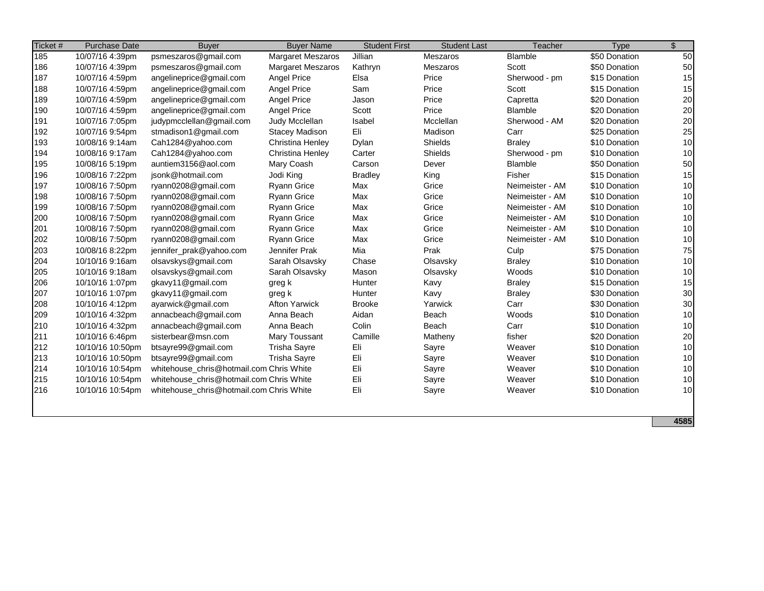| Ticket # | Purchase Date | Buyer | Buyer Name | Student First | Student Last | Teacher | Type | $ |
|---|---|---|---|---|---|---|---|---|
| 185 | 10/07/16 4:39pm | psmeszaros@gmail.com | Margaret Meszaros | Jillian | Meszaros | Blamble | $50 Donation | 50 |
| 186 | 10/07/16 4:39pm | psmeszaros@gmail.com | Margaret Meszaros | Kathryn | Meszaros | Scott | $50 Donation | 50 |
| 187 | 10/07/16 4:59pm | angelineprice@gmail.com | Angel Price | Elsa | Price | Sherwood - pm | $15 Donation | 15 |
| 188 | 10/07/16 4:59pm | angelineprice@gmail.com | Angel Price | Sam | Price | Scott | $15 Donation | 15 |
| 189 | 10/07/16 4:59pm | angelineprice@gmail.com | Angel Price | Jason | Price | Capretta | $20 Donation | 20 |
| 190 | 10/07/16 4:59pm | angelineprice@gmail.com | Angel Price | Scott | Price | Blamble | $20 Donation | 20 |
| 191 | 10/07/16 7:05pm | judypmcclellan@gmail.com | Judy Mcclellan | Isabel | Mcclellan | Sherwood - AM | $20 Donation | 20 |
| 192 | 10/07/16 9:54pm | stmadison1@gmail.com | Stacey Madison | Eli | Madison | Carr | $25 Donation | 25 |
| 193 | 10/08/16 9:14am | Cah1284@yahoo.com | Christina Henley | Dylan | Shields | Braley | $10 Donation | 10 |
| 194 | 10/08/16 9:17am | Cah1284@yahoo.com | Christina Henley | Carter | Shields | Sherwood - pm | $10 Donation | 10 |
| 195 | 10/08/16 5:19pm | auntiem3156@aol.com | Mary Coash | Carson | Dever | Blamble | $50 Donation | 50 |
| 196 | 10/08/16 7:22pm | jsonk@hotmail.com | Jodi King | Bradley | King | Fisher | $15 Donation | 15 |
| 197 | 10/08/16 7:50pm | ryann0208@gmail.com | Ryann Grice | Max | Grice | Neimeister - AM | $10 Donation | 10 |
| 198 | 10/08/16 7:50pm | ryann0208@gmail.com | Ryann Grice | Max | Grice | Neimeister - AM | $10 Donation | 10 |
| 199 | 10/08/16 7:50pm | ryann0208@gmail.com | Ryann Grice | Max | Grice | Neimeister - AM | $10 Donation | 10 |
| 200 | 10/08/16 7:50pm | ryann0208@gmail.com | Ryann Grice | Max | Grice | Neimeister - AM | $10 Donation | 10 |
| 201 | 10/08/16 7:50pm | ryann0208@gmail.com | Ryann Grice | Max | Grice | Neimeister - AM | $10 Donation | 10 |
| 202 | 10/08/16 7:50pm | ryann0208@gmail.com | Ryann Grice | Max | Grice | Neimeister - AM | $10 Donation | 10 |
| 203 | 10/08/16 8:22pm | jennifer_prak@yahoo.com | Jennifer Prak | Mia | Prak | Culp | $75 Donation | 75 |
| 204 | 10/10/16 9:16am | olsavskys@gmail.com | Sarah Olsavsky | Chase | Olsavsky | Braley | $10 Donation | 10 |
| 205 | 10/10/16 9:18am | olsavskys@gmail.com | Sarah Olsavsky | Mason | Olsavsky | Woods | $10 Donation | 10 |
| 206 | 10/10/16 1:07pm | gkavy11@gmail.com | greg k | Hunter | Kavy | Braley | $15 Donation | 15 |
| 207 | 10/10/16 1:07pm | gkavy11@gmail.com | greg k | Hunter | Kavy | Braley | $30 Donation | 30 |
| 208 | 10/10/16 4:12pm | ayarwick@gmail.com | Afton Yarwick | Brooke | Yarwick | Carr | $30 Donation | 30 |
| 209 | 10/10/16 4:32pm | annacbeach@gmail.com | Anna Beach | Aidan | Beach | Woods | $10 Donation | 10 |
| 210 | 10/10/16 4:32pm | annacbeach@gmail.com | Anna Beach | Colin | Beach | Carr | $10 Donation | 10 |
| 211 | 10/10/16 6:46pm | sisterbear@msn.com | Mary Toussant | Camille | Matheny | fisher | $20 Donation | 20 |
| 212 | 10/10/16 10:50pm | btsayre99@gmail.com | Trisha Sayre | Eli | Sayre | Weaver | $10 Donation | 10 |
| 213 | 10/10/16 10:50pm | btsayre99@gmail.com | Trisha Sayre | Eli | Sayre | Weaver | $10 Donation | 10 |
| 214 | 10/10/16 10:54pm | whitehouse_chris@hotmail.com | Chris White | Eli | Sayre | Weaver | $10 Donation | 10 |
| 215 | 10/10/16 10:54pm | whitehouse_chris@hotmail.com | Chris White | Eli | Sayre | Weaver | $10 Donation | 10 |
| 216 | 10/10/16 10:54pm | whitehouse_chris@hotmail.com | Chris White | Eli | Sayre | Weaver | $10 Donation | 10 |
| | | | | | | | | **4585** |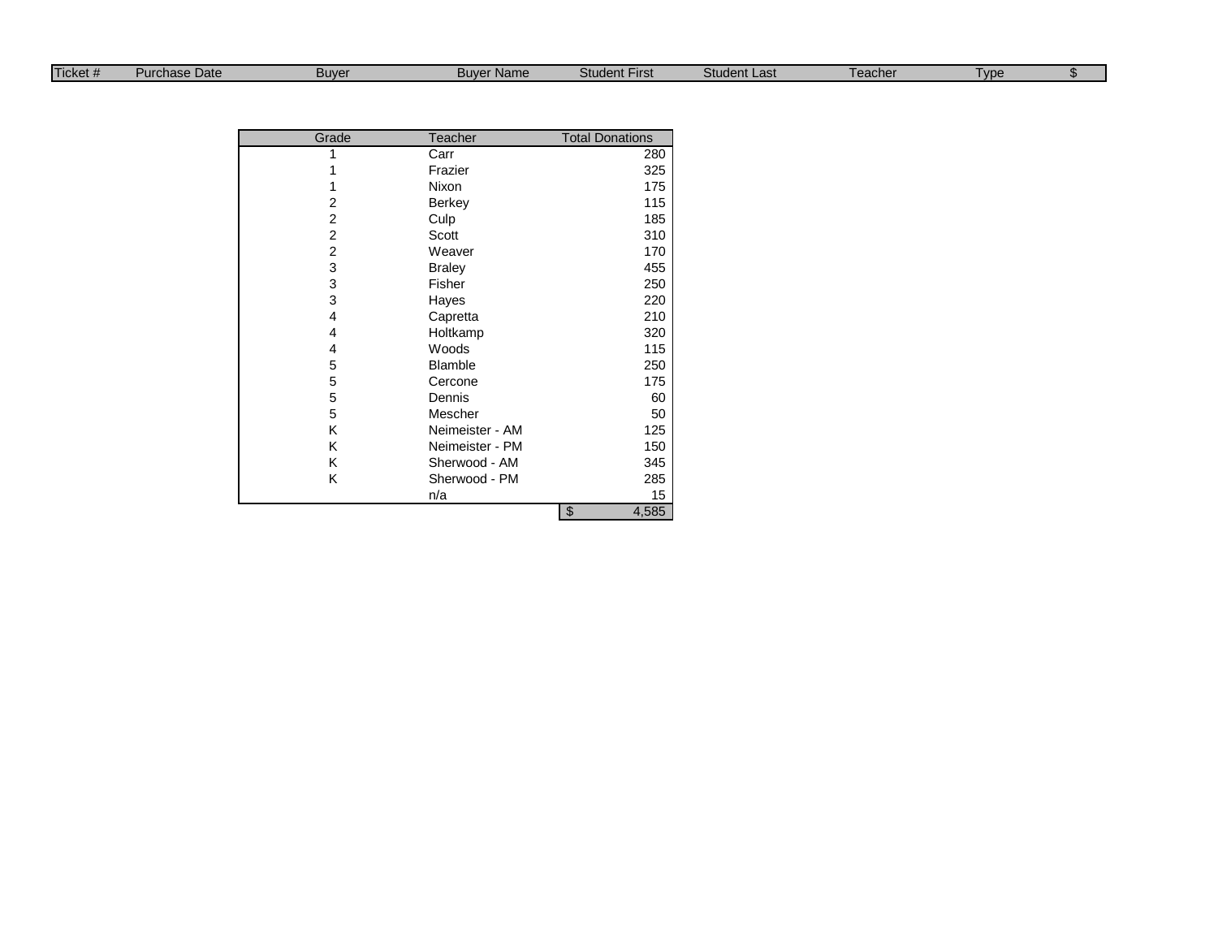| Ticket # | Purchase Date | Buyer | Buyer Name | Student First | Student Last | Teacher | Type | $ |
|---|---|---|---|---|---|---|---|---|

| Grade | Teacher | Total Donations |
|---|---|---|
| 1 | Carr | 280 |
| 1 | Frazier | 325 |
| 1 | Nixon | 175 |
| 2 | Berkey | 115 |
| 2 | Culp | 185 |
| 2 | Scott | 310 |
| 2 | Weaver | 170 |
| 3 | Braley | 455 |
| 3 | Fisher | 250 |
| 3 | Hayes | 220 |
| 4 | Capretta | 210 |
| 4 | Holtkamp | 320 |
| 4 | Woods | 115 |
| 5 | Blamble | 250 |
| 5 | Cercone | 175 |
| 5 | Dennis | 60 |
| 5 | Mescher | 50 |
| K | Neimeister - AM | 125 |
| K | Neimeister - PM | 150 |
| K | Sherwood - AM | 345 |
| K | Sherwood - PM | 285 |
| | n/a | 15 |
| | | $ 4,585 |